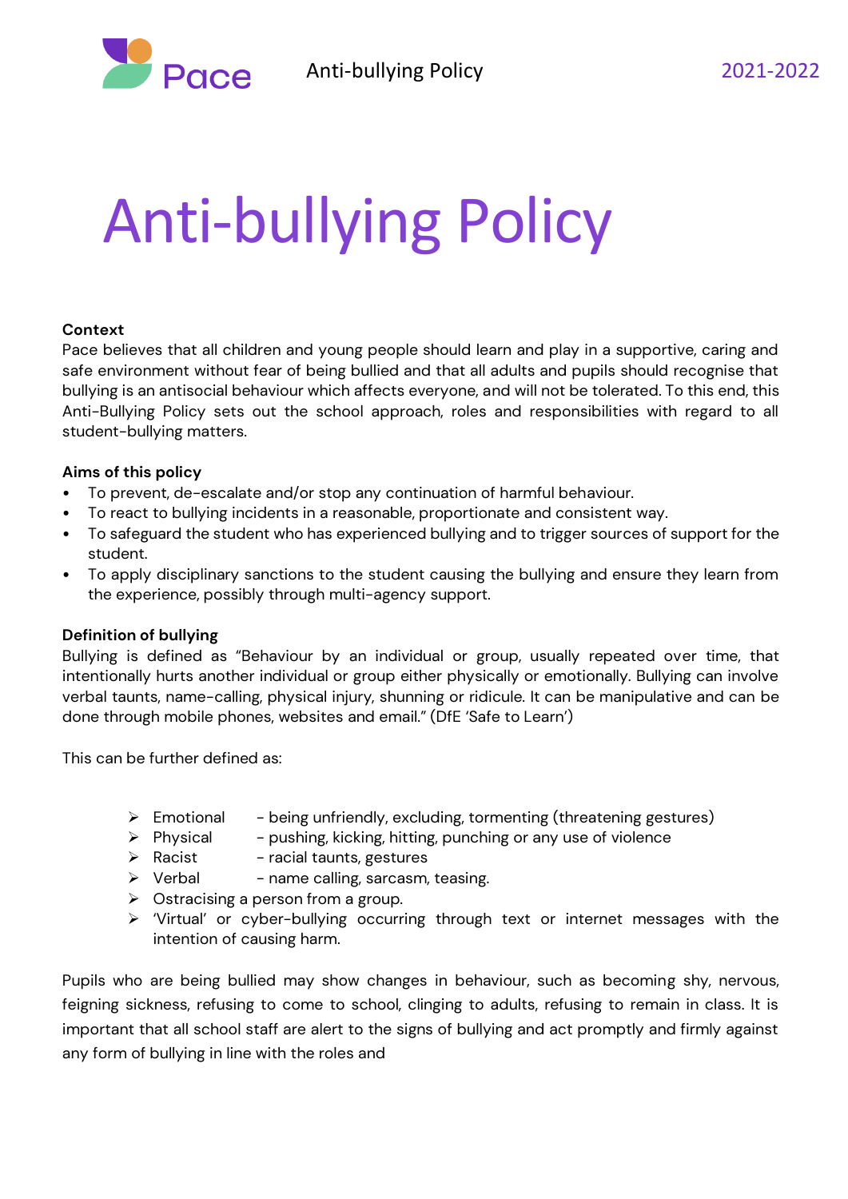# Anti-bullying Policy

**Context**

Pace believes that all children and young people should learn and play in a supportive, caring and safe environment without fear of being bullied and that all adults and pupils should recognise that bullying is an antisocial behaviour which affects everyone, and will not be tolerated. To this end, this Anti-Bullying Policy sets out the school approach, roles and responsibilities with regard to all student-bullying matters.

**Aims of this policy**

- To prevent, de-escalate and/or stop any continuation of harmful behaviour.
- To react to bullying incidents in a reasonable, proportionate and consistent way.
- To safeguard the student who has experienced bullying and to trigger sources of support for the student.
- To apply disciplinary sanctions to the student causing the bullying and ensure they learn from the experience, possibly through multi-agency support.

**Definition of bullying**

Bullying is defined as "Behaviour by an individual or group, usually repeated over time, that intentionally hurts another individual or group either physically or emotionally. Bullying can involve verbal taunts, name-calling, physical injury, shunning or ridicule. It can be manipulative and can be done through mobile phones, websites and email." (DfE 'Safe to Learn')

This can be further defined as:

- Emotional - being unfriendly, excluding, tormenting (threatening gestures)
- Physical - pushing, kicking, hitting, punching or any use of violence
- Racist - racial taunts, gestures
- Verbal - name calling, sarcasm, teasing.
- Ostracising a person from a group.
- 'Virtual' or cyber-bullying occurring through text or internet messages with the intention of causing harm.

Pupils who are being bullied may show changes in behaviour, such as becoming shy, nervous, feigning sickness, refusing to come to school, clinging to adults, refusing to remain in class. It is important that all school staff are alert to the signs of bullying and act promptly and firmly against any form of bullying in line with the roles and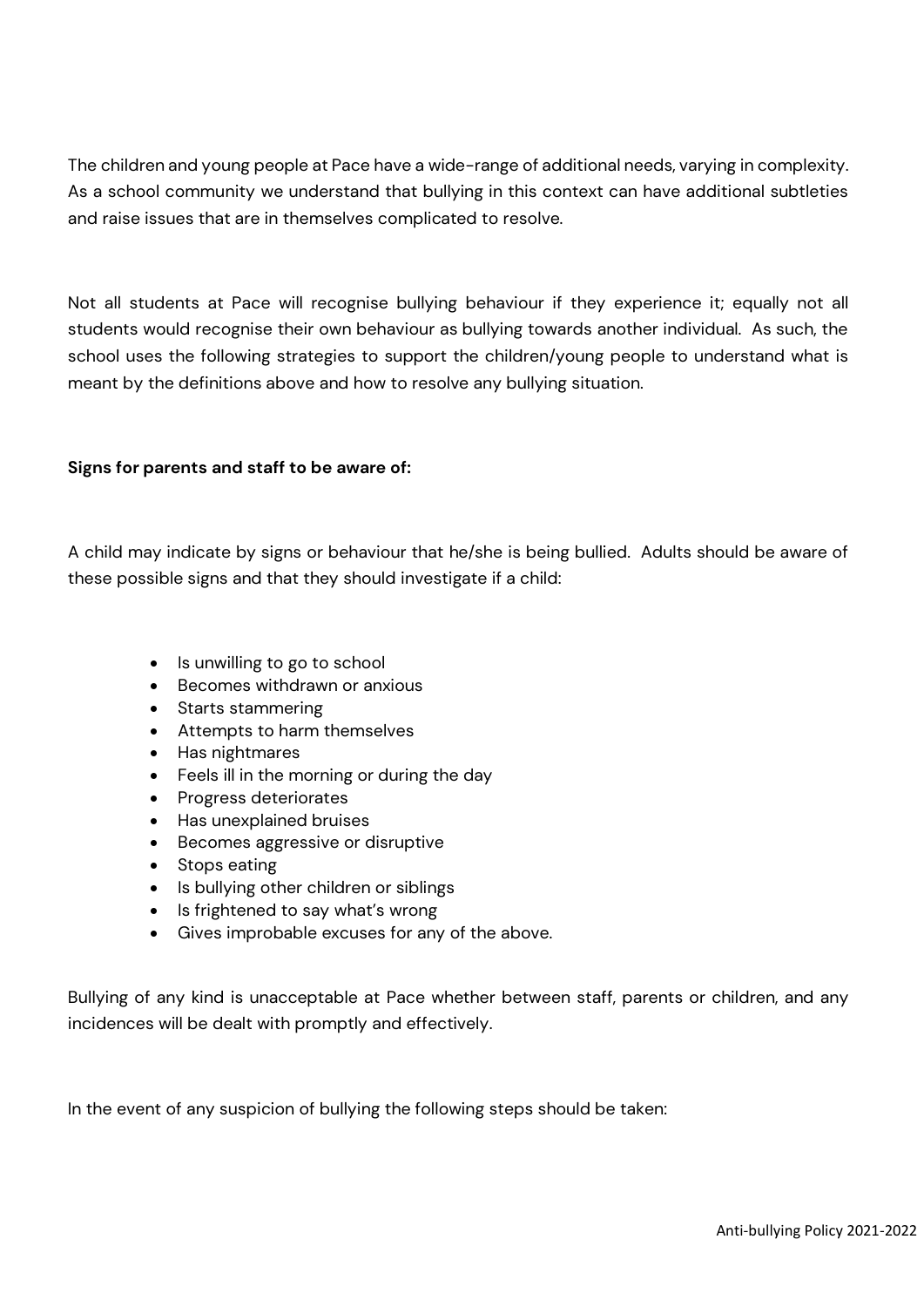The children and young people at Pace have a wide-range of additional needs, varying in complexity. As a school community we understand that bullying in this context can have additional subtleties and raise issues that are in themselves complicated to resolve.

Not all students at Pace will recognise bullying behaviour if they experience it; equally not all students would recognise their own behaviour as bullying towards another individual. As such, the school uses the following strategies to support the children/young people to understand what is meant by the definitions above and how to resolve any bullying situation.

**Signs for parents and staff to be aware of:**

A child may indicate by signs or behaviour that he/she is being bullied. Adults should be aware of these possible signs and that they should investigate if a child:

- Is unwilling to go to school
- Becomes withdrawn or anxious
- Starts stammering
- Attempts to harm themselves
- Has nightmares
- Feels ill in the morning or during the day
- Progress deteriorates
- Has unexplained bruises
- Becomes aggressive or disruptive
- Stops eating
- Is bullying other children or siblings
- Is frightened to say what's wrong
- Gives improbable excuses for any of the above.

Bullying of any kind is unacceptable at Pace whether between staff, parents or children, and any incidences will be dealt with promptly and effectively.

In the event of any suspicion of bullying the following steps should be taken: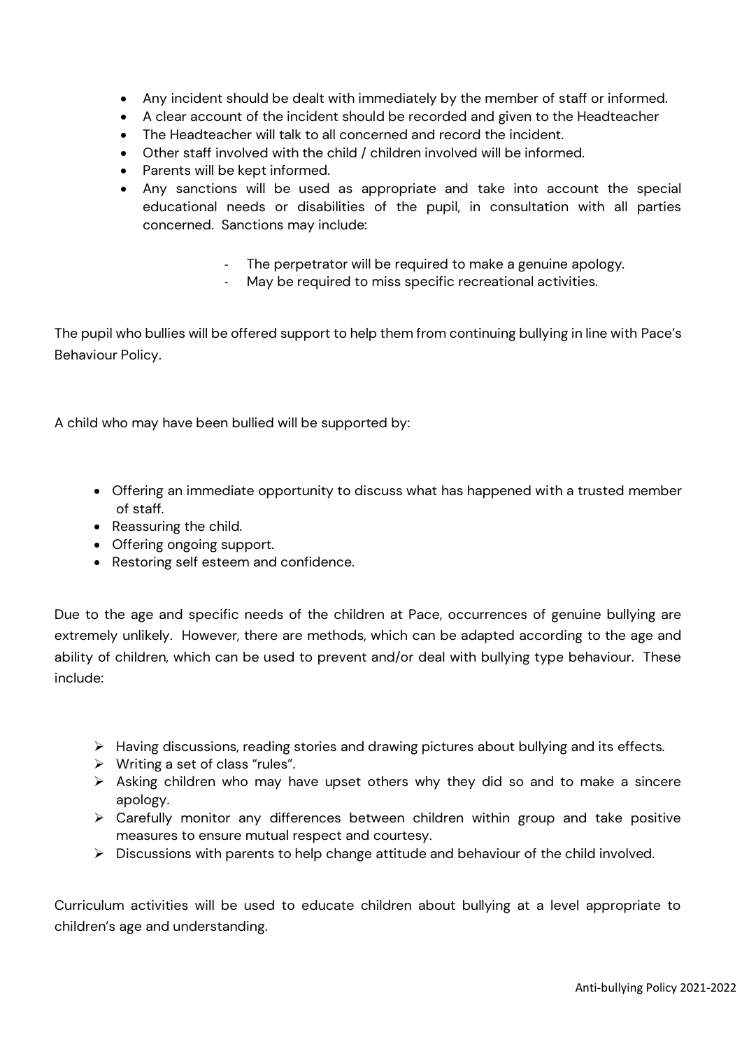- Any incident should be dealt with immediately by the member of staff or informed.
- A clear account of the incident should be recorded and given to the Headteacher
- The Headteacher will talk to all concerned and record the incident.
- Other staff involved with the child / children involved will be informed.
- Parents will be kept informed.
- Any sanctions will be used as appropriate and take into account the special educational needs or disabilities of the pupil, in consultation with all parties concerned. Sanctions may include:
  - The perpetrator will be required to make a genuine apology.
  - May be required to miss specific recreational activities.

The pupil who bullies will be offered support to help them from continuing bullying in line with Pace's Behaviour Policy.

A child who may have been bullied will be supported by:

- Offering an immediate opportunity to discuss what has happened with a trusted member of staff.
- Reassuring the child.
- Offering ongoing support.
- Restoring self esteem and confidence.

Due to the age and specific needs of the children at Pace, occurrences of genuine bullying are extremely unlikely. However, there are methods, which can be adapted according to the age and ability of children, which can be used to prevent and/or deal with bullying type behaviour. These include:

- Having discussions, reading stories and drawing pictures about bullying and its effects.
- Writing a set of class "rules".
- Asking children who may have upset others why they did so and to make a sincere apology.
- Carefully monitor any differences between children within group and take positive measures to ensure mutual respect and courtesy.
- Discussions with parents to help change attitude and behaviour of the child involved.

Curriculum activities will be used to educate children about bullying at a level appropriate to children's age and understanding.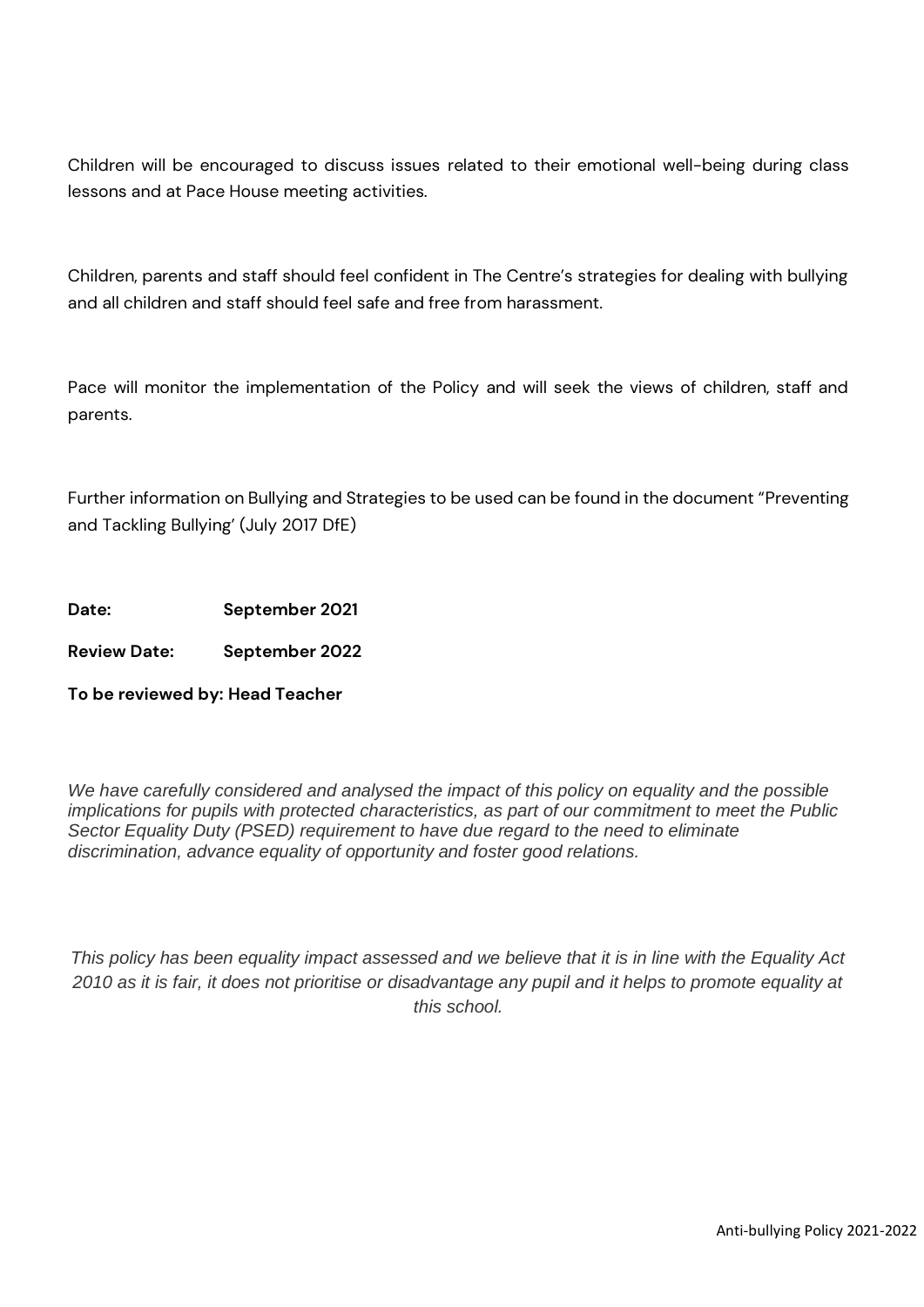Children will be encouraged to discuss issues related to their emotional well-being during class lessons and at Pace House meeting activities.

Children, parents and staff should feel confident in The Centre's strategies for dealing with bullying and all children and staff should feel safe and free from harassment.

Pace will monitor the implementation of the Policy and will seek the views of children, staff and parents.

Further information on Bullying and Strategies to be used can be found in the document "Preventing and Tackling Bullying' (July 2017 DfE)

**Date:** **September 2021**

**Review Date:** **September 2022**

**To be reviewed by: Head Teacher**

*We have carefully considered and analysed the impact of this policy on equality and the possible implications for pupils with protected characteristics, as part of our commitment to meet the Public Sector Equality Duty (PSED) requirement to have due regard to the need to eliminate discrimination, advance equality of opportunity and foster good relations.*

*This policy has been equality impact assessed and we believe that it is in line with the Equality Act 2010 as it is fair, it does not prioritise or disadvantage any pupil and it helps to promote equality at this school.*